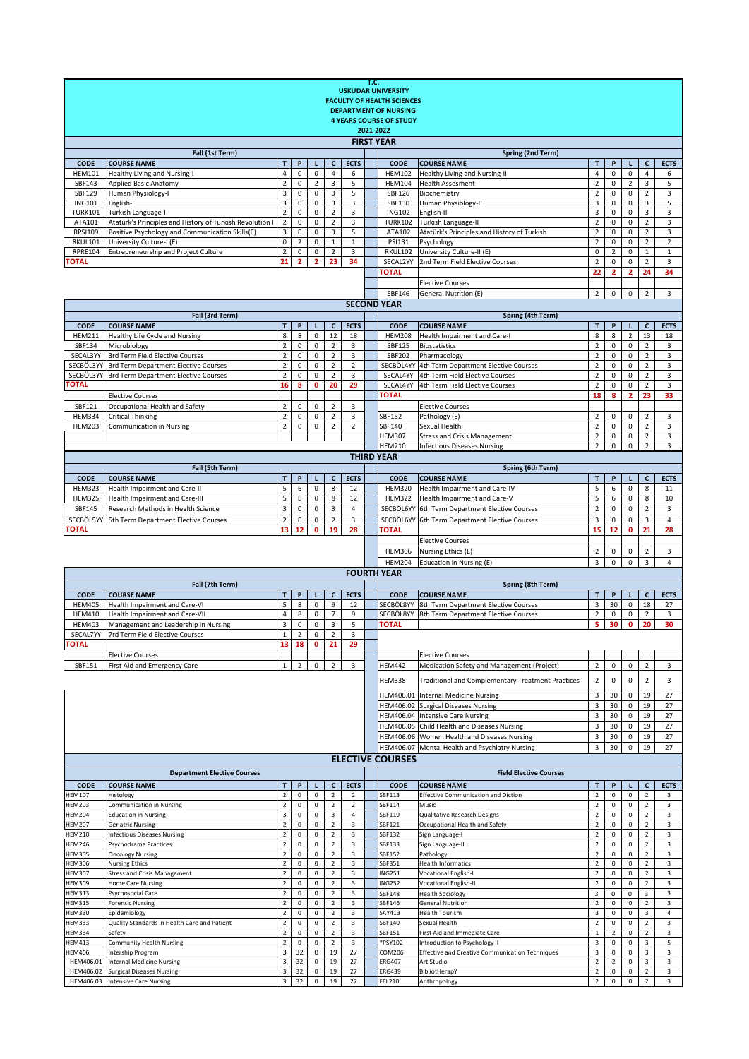# T.C.
# USKUDAR UNIVERSITY
## FACULTY OF HEALTH SCIENCES
## DEPARTMENT OF NURSING
### 4 YEARS COURSE OF STUDY
### 2021-2022

## FIRST YEAR

### Fall (1st Term)

| CODE | COURSE NAME | T | P | L | C | ECTS |
|---|---|---|---|---|---|---|
| HEM101 | Healthy Living and Nursing-I | 4 | 0 | 0 | 4 | 6 |
| SBF143 | Applied Basic Anatomy | 2 | 0 | 2 | 3 | 5 |
| SBF129 | Human Physiology-I | 3 | 0 | 0 | 3 | 5 |
| ING101 | English-I | 3 | 0 | 0 | 3 | 3 |
| TURK101 | Turkish Language-I | 2 | 0 | 0 | 2 | 3 |
| ATA101 | Atatürk's Principles and History of Turkish Revolution I | 2 | 0 | 0 | 2 | 3 |
| RPSI109 | Positive Psychology and Communication Skills(E) | 3 | 0 | 0 | 3 | 5 |
| RKUL101 | University Culture-I (E) | 0 | 2 | 0 | 1 | 1 |
| RPRE104 | Entrepreneurship and Project Culture | 2 | 0 | 0 | 2 | 3 |
| **TOTAL** | | **21** | **2** | **2** | **23** | **34** |

### Spring (2nd Term)

| CODE | COURSE NAME | T | P | L | C | ECTS |
|---|---|---|---|---|---|---|
| HEM102 | Healthy Living and Nursing-II | 4 | 0 | 0 | 4 | 6 |
| HEM104 | Health Assesment | 2 | 0 | 2 | 3 | 5 |
| SBF126 | Biochemistry | 2 | 0 | 0 | 2 | 3 |
| SBF130 | Human Physiology-II | 3 | 0 | 0 | 3 | 5 |
| ING102 | English-II | 3 | 0 | 0 | 3 | 3 |
| TURK102 | Turkish Language-II | 2 | 0 | 0 | 2 | 3 |
| ATA102 | Atatürk's Principles and History of Turkish | 2 | 0 | 0 | 2 | 3 |
| PSI131 | Psychology | 2 | 0 | 0 | 2 | 2 |
| RKUL102 | University Culture-II (E) | 0 | 2 | 0 | 1 | 1 |
| SECAL2YY | 2nd Term Field Elective Courses | 2 | 0 | 0 | 2 | 3 |
| **TOTAL** | | **22** | **2** | **2** | **24** | **34** |
| | Elective Courses | | | | | |
| SBF146 | General Nutrition (E) | 2 | 0 | 0 | 2 | 3 |

## SECOND YEAR

### Fall (3rd Term)

| CODE | COURSE NAME | T | P | L | C | ECTS |
|---|---|---|---|---|---|---|
| HEM211 | Healthy Life Cycle and Nursing | 8 | 8 | 0 | 12 | 18 |
| SBF134 | Microbiology | 2 | 0 | 0 | 2 | 3 |
| SECAL3YY | 3rd Term Field Elective Courses | 2 | 0 | 0 | 2 | 3 |
| SECBÖL3YY | 3rd Term Department Elective Courses | 2 | 0 | 0 | 2 | 2 |
| SECBÖL3YY | 3rd Term Department Elective Courses | 2 | 0 | 0 | 2 | 3 |
| **TOTAL** | | **16** | **8** | **0** | **20** | **29** |
| | Elective Courses | | | | | |
| SBF121 | Occupational Health and Safety | 2 | 0 | 0 | 2 | 3 |
| HEM334 | Critical Thinking | 2 | 0 | 0 | 2 | 3 |
| HEM203 | Communication in Nursing | 2 | 0 | 0 | 2 | 2 |

### Spring (4th Term)

| CODE | COURSE NAME | T | P | L | C | ECTS |
|---|---|---|---|---|---|---|
| HEM208 | Health Impairment and Care-I | 8 | 8 | 2 | 13 | 18 |
| SBF125 | Biostatistics | 2 | 0 | 0 | 2 | 3 |
| SBF202 | Pharmacology | 2 | 0 | 0 | 2 | 3 |
| SECBÖL4YY | 4th Term Department Elective Courses | 2 | 0 | 0 | 2 | 3 |
| SECAL4YY | 4th Term Field Elective Courses | 2 | 0 | 0 | 2 | 3 |
| SECAL4YY | 4th Term Field Elective Courses | 2 | 0 | 0 | 2 | 3 |
| **TOTAL** | | **18** | **8** | **2** | **23** | **33** |
| | Elective Courses | | | | | |
| SBF152 | Pathology (E) | 2 | 0 | 0 | 2 | 3 |
| SBF140 | Sexual Health | 2 | 0 | 0 | 2 | 3 |
| HEM307 | Stress and Crisis Management | 2 | 0 | 0 | 2 | 3 |
| HEM210 | Infectious Diseases Nursing | 2 | 0 | 0 | 2 | 3 |

## THIRD YEAR

### Fall (5th Term)

| CODE | COURSE NAME | T | P | L | C | ECTS |
|---|---|---|---|---|---|---|
| HEM323 | Health Impairment and Care-II | 5 | 6 | 0 | 8 | 12 |
| HEM325 | Health Impairment and Care-III | 5 | 6 | 0 | 8 | 12 |
| SBF145 | Research Methods in Health Science | 3 | 0 | 0 | 3 | 4 |
| SECBÖL5YY | 5th Term Department Elective Courses | 2 | 0 | 0 | 2 | 3 |
| **TOTAL** | | **13** | **12** | **0** | **19** | **28** |

### Spring (6th Term)

| CODE | COURSE NAME | T | P | L | C | ECTS |
|---|---|---|---|---|---|---|
| HEM320 | Health Impairment and Care-IV | 5 | 6 | 0 | 8 | 11 |
| HEM322 | Health Impairment and Care-V | 5 | 6 | 0 | 8 | 10 |
| SECBÖL6YY | 6th Term Department Elective Courses | 2 | 0 | 0 | 2 | 3 |
| SECBÖL6YY | 6th Term Department Elective Courses | 3 | 0 | 0 | 3 | 4 |
| **TOTAL** | | **15** | **12** | **0** | **21** | **28** |
| | Elective Courses | | | | | |
| HEM306 | Nursing Ethics (E) | 2 | 0 | 0 | 2 | 3 |
| HEM204 | Education in Nursing (E) | 3 | 0 | 0 | 3 | 4 |

## FOURTH YEAR

### Fall (7th Term)

| CODE | COURSE NAME | T | P | L | C | ECTS |
|---|---|---|---|---|---|---|
| HEM405 | Health Impairment and Care-VI | 5 | 8 | 0 | 9 | 12 |
| HEM410 | Health Impairment and Care-VII | 4 | 8 | 0 | 7 | 9 |
| HEM403 | Management and Leadership in Nursing | 3 | 0 | 0 | 3 | 5 |
| SECAL7YY | 7rd Term Field Elective Courses | 1 | 2 | 0 | 2 | 3 |
| **TOTAL** | | **13** | **18** | **0** | **21** | **29** |
| | Elective Courses | | | | | |
| SBF151 | First Aid and Emergency Care | 1 | 2 | 0 | 2 | 3 |

### Spring (8th Term)

| CODE | COURSE NAME | T | P | L | C | ECTS |
|---|---|---|---|---|---|---|
| SECBÖL8YY | 8th Term Department Elective Courses | 3 | 30 | 0 | 18 | 27 |
| SECBÖL8YY | 8th Term Department Elective Courses | 2 | 0 | 0 | 2 | 3 |
| **TOTAL** | | **5** | **30** | **0** | **20** | **30** |
| | Elective Courses | | | | | |
| HEM442 | Medication Safety and Management (Project) | 2 | 0 | 0 | 2 | 3 |
| HEM338 | Traditional and Complementary Treatment Practices | 2 | 0 | 0 | 2 | 3 |
| HEM406.01 | Internal Medicine Nursing | 3 | 30 | 0 | 19 | 27 |
| HEM406.02 | Surgical Diseases Nursing | 3 | 30 | 0 | 19 | 27 |
| HEM406.04 | Intensive Care Nursing | 3 | 30 | 0 | 19 | 27 |
| HEM406.05 | Child Health and Diseases Nursing | 3 | 30 | 0 | 19 | 27 |
| HEM406.06 | Women Health and Diseases Nursing | 3 | 30 | 0 | 19 | 27 |
| HEM406.07 | Mental Health and Psychiatry Nursing | 3 | 30 | 0 | 19 | 27 |

## ELECTIVE COURSES

### Department Elective Courses

| CODE | COURSE NAME | T | P | L | C | ECTS |
|---|---|---|---|---|---|---|
| HEM107 | Histology | 2 | 0 | 0 | 2 | 2 |
| HEM203 | Communication in Nursing | 2 | 0 | 0 | 2 | 2 |
| HEM204 | Education in Nursing | 3 | 0 | 0 | 3 | 4 |
| HEM207 | Geriatric Nursing | 2 | 0 | 0 | 2 | 3 |
| HEM210 | Infectious Diseases Nursing | 2 | 0 | 0 | 2 | 3 |
| HEM246 | Psychodrama Practices | 2 | 0 | 0 | 2 | 3 |
| HEM305 | Oncology Nursing | 2 | 0 | 0 | 2 | 3 |
| HEM306 | Nursing Ethics | 2 | 0 | 0 | 2 | 3 |
| HEM307 | Stress and Crisis Management | 2 | 0 | 0 | 2 | 3 |
| HEM309 | Home Care Nursing | 2 | 0 | 0 | 2 | 3 |
| HEM313 | Psychosocial Care | 2 | 0 | 0 | 2 | 3 |
| HEM315 | Forensic Nursing | 2 | 0 | 0 | 2 | 3 |
| HEM330 | Epidemiology | 2 | 0 | 0 | 2 | 3 |
| HEM333 | Quality Standards in Health Care and Patient | 2 | 0 | 0 | 2 | 3 |
| HEM334 | Safety | 2 | 0 | 0 | 2 | 3 |
| HEM413 | Community Health Nursing | 2 | 0 | 0 | 2 | 3 |
| HEM406 | Intership Program | 3 | 32 | 0 | 19 | 27 |
| HEM406.01 | Internal Medicine Nursing | 3 | 32 | 0 | 19 | 27 |
| HEM406.02 | Surgical Diseases Nursing | 3 | 32 | 0 | 19 | 27 |
| HEM406.03 | Intensive Care Nursing | 3 | 32 | 0 | 19 | 27 |

### Field Elective Courses

| CODE | COURSE NAME | T | P | L | C | ECTS |
|---|---|---|---|---|---|---|
| SBF113 | Effective Communication and Diction | 2 | 0 | 0 | 2 | 3 |
| SBF114 | Music | 2 | 0 | 0 | 2 | 3 |
| SBF119 | Qualitative Research Designs | 2 | 0 | 0 | 2 | 3 |
| SBF121 | Occupational Health and Safety | 2 | 0 | 0 | 2 | 3 |
| SBF132 | Sign Language-I | 2 | 0 | 0 | 2 | 3 |
| SBF133 | Sign Language-II | 2 | 0 | 0 | 2 | 3 |
| SBF152 | Pathology | 2 | 0 | 0 | 2 | 3 |
| SBF351 | Health Informatics | 2 | 0 | 0 | 2 | 3 |
| ING251 | Vocational English-I | 2 | 0 | 0 | 2 | 3 |
| ING252 | Vocational English-II | 2 | 0 | 0 | 2 | 3 |
| SBF148 | Health Sociology | 3 | 0 | 0 | 3 | 3 |
| SBF146 | General Nutrition | 2 | 0 | 0 | 2 | 3 |
| SAY413 | Health Tourism | 3 | 0 | 0 | 3 | 4 |
| SBF140 | Sexual Health | 2 | 0 | 0 | 2 | 3 |
| SBF151 | First Aid and Immediate Care | 1 | 2 | 0 | 2 | 3 |
| *PSY102 | Introduction to Psychology II | 3 | 0 | 0 | 3 | 5 |
| COM206 | Effective and Creative Communication Techniques | 3 | 0 | 0 | 3 | 3 |
| ERG407 | Art Studio | 2 | 2 | 0 | 3 | 3 |
| ERG439 | BibliotherapY | 2 | 0 | 0 | 2 | 3 |
| FEL210 | Anthropology | 2 | 0 | 0 | 2 | 3 |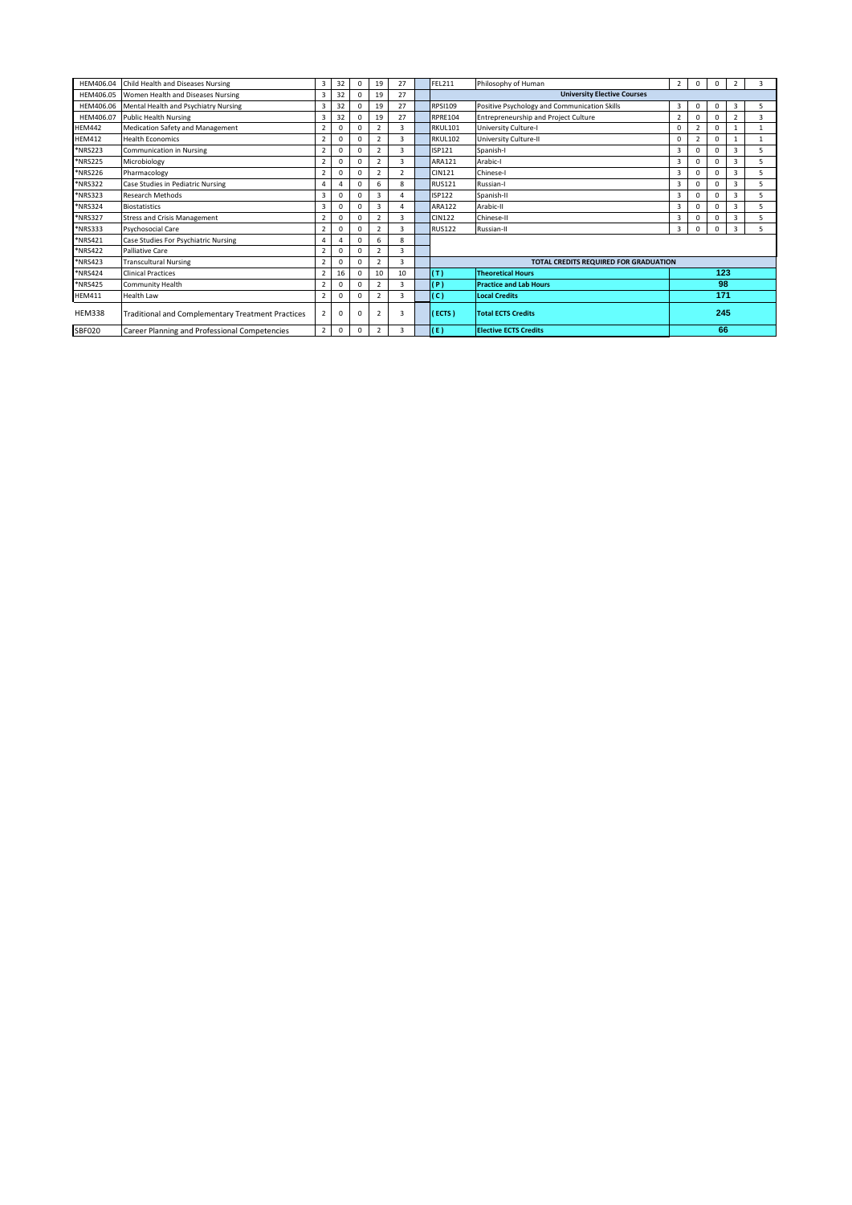| | | | | | | | | | | | | | | |
|---|---|---|---|---|---|---|---|---|---|---|---|---|---|---|
| HEM406.04 | Child Health and Diseases Nursing | 3 | 32 | 0 | 19 | 27 | FEL211 | Philosophy of Human | 2 | 0 | 0 | 2 | 3 |
| HEM406.05 | Women Health and Diseases Nursing | 3 | 32 | 0 | 19 | 27 | **University Elective Courses** | | | | | | |
| HEM406.06 | Mental Health and Psychiatry Nursing | 3 | 32 | 0 | 19 | 27 | RPSI109 | Positive Psychology and Communication Skills | 3 | 0 | 0 | 3 | 5 |
| HEM406.07 | Public Health Nursing | 3 | 32 | 0 | 19 | 27 | RPRE104 | Entrepreneurship and Project Culture | 2 | 0 | 0 | 2 | 3 |
| HEM442 | Medication Safety and Management | 2 | 0 | 0 | 2 | 3 | RKUL101 | University Culture-I | 0 | 2 | 0 | 1 | 1 |
| HEM412 | Health Economics | 2 | 0 | 0 | 2 | 3 | RKUL102 | University Culture-II | 0 | 2 | 0 | 1 | 1 |
| *NRS223 | Communication in Nursing | 2 | 0 | 0 | 2 | 3 | ISP121 | Spanish-I | 3 | 0 | 0 | 3 | 5 |
| *NRS225 | Microbiology | 2 | 0 | 0 | 2 | 3 | ARA121 | Arabic-I | 3 | 0 | 0 | 3 | 5 |
| *NRS226 | Pharmacology | 2 | 0 | 0 | 2 | 2 | CIN121 | Chinese-I | 3 | 0 | 0 | 3 | 5 |
| *NRS322 | Case Studies in Pediatric Nursing | 4 | 4 | 0 | 6 | 8 | RUS121 | Russian-I | 3 | 0 | 0 | 3 | 5 |
| *NRS323 | Research Methods | 3 | 0 | 0 | 3 | 4 | ISP122 | Spanish-II | 3 | 0 | 0 | 3 | 5 |
| *NRS324 | Biostatistics | 3 | 0 | 0 | 3 | 4 | ARA122 | Arabic-II | 3 | 0 | 0 | 3 | 5 |
| *NRS327 | Stress and Crisis Management | 2 | 0 | 0 | 2 | 3 | CIN122 | Chinese-II | 3 | 0 | 0 | 3 | 5 |
| *NRS333 | Psychosocial Care | 2 | 0 | 0 | 2 | 3 | RUS122 | Russian-II | 3 | 0 | 0 | 3 | 5 |
| *NRS421 | Case Studies For Psychiatric Nursing | 4 | 4 | 0 | 6 | 8 | | | | | | | |
| *NRS422 | Palliative Care | 2 | 0 | 0 | 2 | 3 | | | | | | | |
| *NRS423 | Transcultural Nursing | 2 | 0 | 0 | 2 | 3 | **TOTAL CREDITS REQUIRED FOR GRADUATION** | | | | | | |
| *NRS424 | Clinical Practices | 2 | 16 | 0 | 10 | 10 | **( T )** | **Theoretical Hours** | **123** | | | | |
| *NRS425 | Community Health | 2 | 0 | 0 | 2 | 3 | **( P )** | **Practice and Lab Hours** | **98** | | | | |
| HEM411 | Health Law | 2 | 0 | 0 | 2 | 3 | **( C )** | **Local Credits** | **171** | | | | |
| HEM338 | Traditional and Complementary Treatment Practices | 2 | 0 | 0 | 2 | 3 | **( ECTS )** | **Total ECTS Credits** | **245** | | | | |
| SBF020 | Career Planning and Professional Competencies | 2 | 0 | 0 | 2 | 3 | **( E )** | **Elective ECTS Credits** | **66** | | | | |